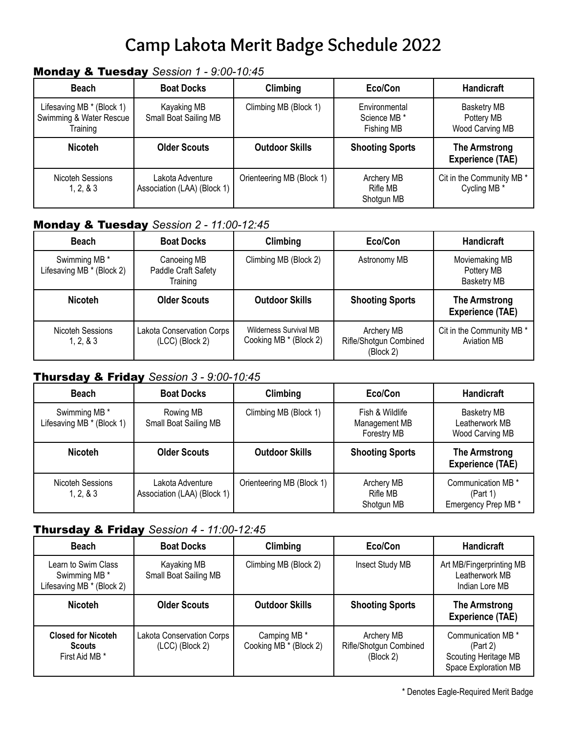# Camp Lakota Merit Badge Schedule 2022

## **Monday & Tuesday** *Session 1 - 9:00-10:45*

| Beach | Boat Docks | Climbing | Eco/Con | Handicraft |
|---|---|---|---|---|
| Lifesaving MB * (Block 1)<br>Swimming & Water Rescue Training | Kayaking MB<br>Small Boat Sailing MB | Climbing MB (Block 1) | Environmental Science MB *<br>Fishing MB | Basketry MB<br>Pottery MB<br>Wood Carving MB |
| **Nicoteh** | **Older Scouts** | **Outdoor Skills** | **Shooting Sports** | **The Armstrong Experience (TAE)** |
| Nicoteh Sessions 1, 2, & 3 | Lakota Adventure Association (LAA) (Block 1) | Orienteering MB (Block 1) | Archery MB<br>Rifle MB<br>Shotgun MB | Cit in the Community MB *<br>Cycling MB * |

## **Monday & Tuesday** *Session 2 - 11:00-12:45*

| Beach | Boat Docks | Climbing | Eco/Con | Handicraft |
|---|---|---|---|---|
| Swimming MB *<br>Lifesaving MB * (Block 2) | Canoeing MB<br>Paddle Craft Safety Training | Climbing MB (Block 2) | Astronomy MB | Moviemaking MB<br>Pottery MB<br>Basketry MB |
| **Nicoteh** | **Older Scouts** | **Outdoor Skills** | **Shooting Sports** | **The Armstrong Experience (TAE)** |
| Nicoteh Sessions 1, 2, & 3 | Lakota Conservation Corps (LCC) (Block 2) | Wilderness Survival MB<br>Cooking MB * (Block 2) | Archery MB<br>Rifle/Shotgun Combined (Block 2) | Cit in the Community MB *<br>Aviation MB |

## **Thursday & Friday** *Session 3 - 9:00-10:45*

| Beach | Boat Docks | Climbing | Eco/Con | Handicraft |
|---|---|---|---|---|
| Swimming MB *<br>Lifesaving MB * (Block 1) | Rowing MB<br>Small Boat Sailing MB | Climbing MB (Block 1) | Fish & Wildlife Management MB<br>Forestry MB | Basketry MB<br>Leatherwork MB<br>Wood Carving MB |
| **Nicoteh** | **Older Scouts** | **Outdoor Skills** | **Shooting Sports** | **The Armstrong Experience (TAE)** |
| Nicoteh Sessions 1, 2, & 3 | Lakota Adventure Association (LAA) (Block 1) | Orienteering MB (Block 1) | Archery MB<br>Rifle MB<br>Shotgun MB | Communication MB * (Part 1)<br>Emergency Prep MB * |

## **Thursday & Friday** *Session 4 - 11:00-12:45*

| Beach | Boat Docks | Climbing | Eco/Con | Handicraft |
|---|---|---|---|---|
| Learn to Swim Class<br>Swimming MB *<br>Lifesaving MB * (Block 2) | Kayaking MB<br>Small Boat Sailing MB | Climbing MB (Block 2) | Insect Study MB | Art MB/Fingerprinting MB<br>Leatherwork MB<br>Indian Lore MB |
| **Nicoteh** | **Older Scouts** | **Outdoor Skills** | **Shooting Sports** | **The Armstrong Experience (TAE)** |
| **Closed for Nicoteh Scouts**<br>First Aid MB * | Lakota Conservation Corps (LCC) (Block 2) | Camping MB *<br>Cooking MB * (Block 2) | Archery MB<br>Rifle/Shotgun Combined (Block 2) | Communication MB * (Part 2)<br>Scouting Heritage MB<br>Space Exploration MB |

* Denotes Eagle-Required Merit Badge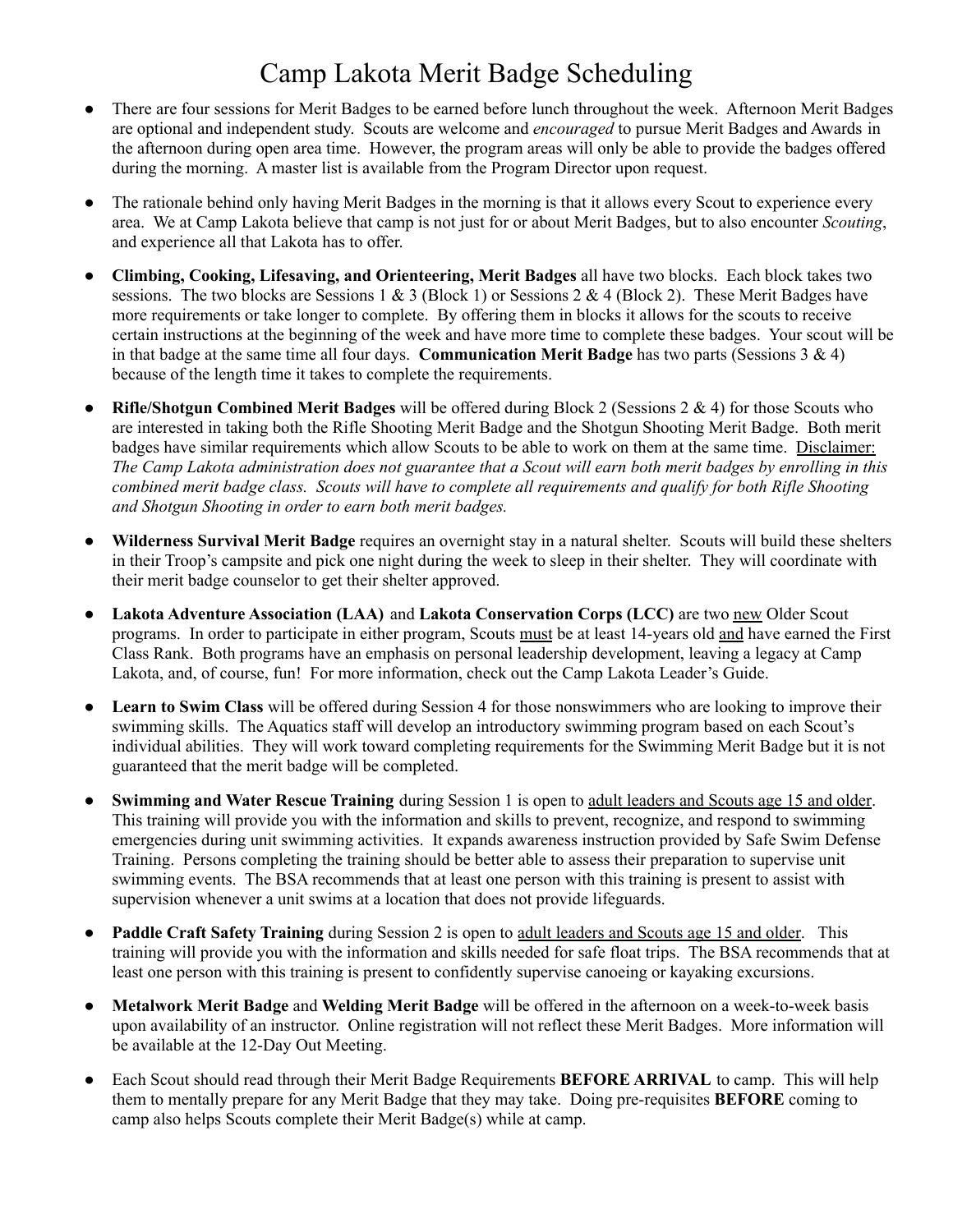# Camp Lakota Merit Badge Scheduling

- There are four sessions for Merit Badges to be earned before lunch throughout the week. Afternoon Merit Badges are optional and independent study. Scouts are welcome and *encouraged* to pursue Merit Badges and Awards in the afternoon during open area time. However, the program areas will only be able to provide the badges offered during the morning. A master list is available from the Program Director upon request.

- The rationale behind only having Merit Badges in the morning is that it allows every Scout to experience every area. We at Camp Lakota believe that camp is not just for or about Merit Badges, but to also encounter *Scouting*, and experience all that Lakota has to offer.

- **Climbing, Cooking, Lifesaving, and Orienteering, Merit Badges** all have two blocks. Each block takes two sessions. The two blocks are Sessions 1 & 3 (Block 1) or Sessions 2 & 4 (Block 2). These Merit Badges have more requirements or take longer to complete. By offering them in blocks it allows for the scouts to receive certain instructions at the beginning of the week and have more time to complete these badges. Your scout will be in that badge at the same time all four days. **Communication Merit Badge** has two parts (Sessions 3 & 4) because of the length time it takes to complete the requirements.

- **Rifle/Shotgun Combined Merit Badges** will be offered during Block 2 (Sessions 2 & 4) for those Scouts who are interested in taking both the Rifle Shooting Merit Badge and the Shotgun Shooting Merit Badge. Both merit badges have similar requirements which allow Scouts to be able to work on them at the same time. <u>Disclaimer:</u> *The Camp Lakota administration does not guarantee that a Scout will earn both merit badges by enrolling in this combined merit badge class. Scouts will have to complete all requirements and qualify for both Rifle Shooting and Shotgun Shooting in order to earn both merit badges.*

- **Wilderness Survival Merit Badge** requires an overnight stay in a natural shelter. Scouts will build these shelters in their Troop's campsite and pick one night during the week to sleep in their shelter. They will coordinate with their merit badge counselor to get their shelter approved.

- **Lakota Adventure Association (LAA)** and **Lakota Conservation Corps (LCC)** are two <u>new</u> Older Scout programs. In order to participate in either program, Scouts <u>must</u> be at least 14-years old <u>and</u> have earned the First Class Rank. Both programs have an emphasis on personal leadership development, leaving a legacy at Camp Lakota, and, of course, fun! For more information, check out the Camp Lakota Leader's Guide.

- **Learn to Swim Class** will be offered during Session 4 for those nonswimmers who are looking to improve their swimming skills. The Aquatics staff will develop an introductory swimming program based on each Scout's individual abilities. They will work toward completing requirements for the Swimming Merit Badge but it is not guaranteed that the merit badge will be completed.

- **Swimming and Water Rescue Training** during Session 1 is open to <u>adult leaders and Scouts age 15 and older</u>. This training will provide you with the information and skills to prevent, recognize, and respond to swimming emergencies during unit swimming activities. It expands awareness instruction provided by Safe Swim Defense Training. Persons completing the training should be better able to assess their preparation to supervise unit swimming events. The BSA recommends that at least one person with this training is present to assist with supervision whenever a unit swims at a location that does not provide lifeguards.

- **Paddle Craft Safety Training** during Session 2 is open to <u>adult leaders and Scouts age 15 and older</u>. This training will provide you with the information and skills needed for safe float trips. The BSA recommends that at least one person with this training is present to confidently supervise canoeing or kayaking excursions.

- **Metalwork Merit Badge** and **Welding Merit Badge** will be offered in the afternoon on a week-to-week basis upon availability of an instructor. Online registration will not reflect these Merit Badges. More information will be available at the 12-Day Out Meeting.

- Each Scout should read through their Merit Badge Requirements **BEFORE ARRIVAL** to camp. This will help them to mentally prepare for any Merit Badge that they may take. Doing pre-requisites **BEFORE** coming to camp also helps Scouts complete their Merit Badge(s) while at camp.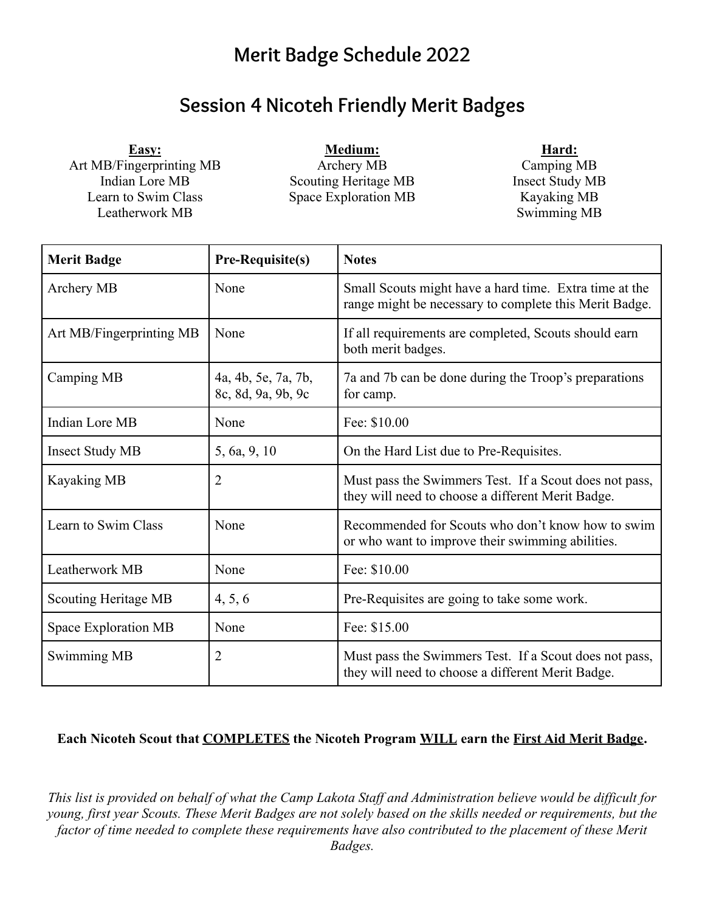# Merit Badge Schedule 2022

## Session 4 Nicoteh Friendly Merit Badges

**Easy:**
Art MB/Fingerprinting MB
Indian Lore MB
Learn to Swim Class
Leatherwork MB

**Medium:**
Archery MB
Scouting Heritage MB
Space Exploration MB

**Hard:**
Camping MB
Insect Study MB
Kayaking MB
Swimming MB

| Merit Badge | Pre-Requisite(s) | Notes |
|---|---|---|
| Archery MB | None | Small Scouts might have a hard time. Extra time at the range might be necessary to complete this Merit Badge. |
| Art MB/Fingerprinting MB | None | If all requirements are completed, Scouts should earn both merit badges. |
| Camping MB | 4a, 4b, 5e, 7a, 7b, 8c, 8d, 9a, 9b, 9c | 7a and 7b can be done during the Troop's preparations for camp. |
| Indian Lore MB | None | Fee: $10.00 |
| Insect Study MB | 5, 6a, 9, 10 | On the Hard List due to Pre-Requisites. |
| Kayaking MB | 2 | Must pass the Swimmers Test. If a Scout does not pass, they will need to choose a different Merit Badge. |
| Learn to Swim Class | None | Recommended for Scouts who don't know how to swim or who want to improve their swimming abilities. |
| Leatherwork MB | None | Fee: $10.00 |
| Scouting Heritage MB | 4, 5, 6 | Pre-Requisites are going to take some work. |
| Space Exploration MB | None | Fee: $15.00 |
| Swimming MB | 2 | Must pass the Swimmers Test. If a Scout does not pass, they will need to choose a different Merit Badge. |

**Each Nicoteh Scout that COMPLETES the Nicoteh Program WILL earn the First Aid Merit Badge.**

*This list is provided on behalf of what the Camp Lakota Staff and Administration believe would be difficult for young, first year Scouts. These Merit Badges are not solely based on the skills needed or requirements, but the factor of time needed to complete these requirements have also contributed to the placement of these Merit Badges.*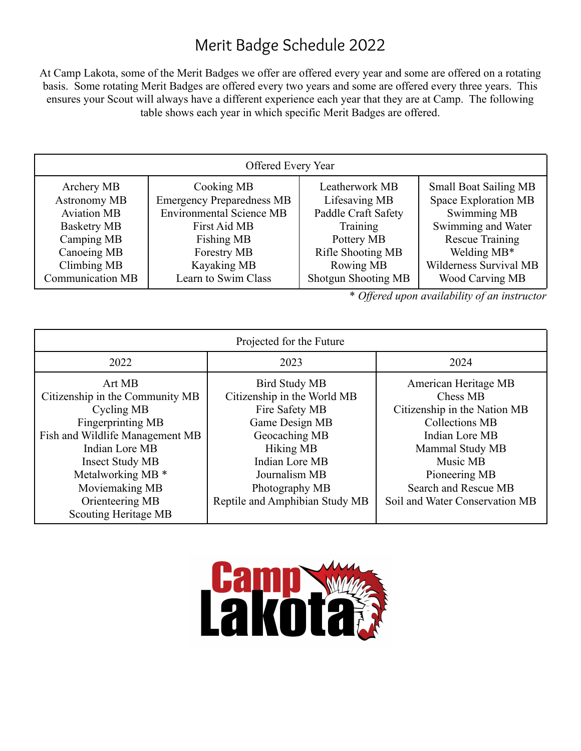# Merit Badge Schedule 2022

At Camp Lakota, some of the Merit Badges we offer are offered every year and some are offered on a rotating basis. Some rotating Merit Badges are offered every two years and some are offered every three years. This ensures your Scout will always have a different experience each year that they are at Camp. The following table shows each year in which specific Merit Badges are offered.

| Offered Every Year | | | |
|---|---|---|---|
| Archery MB | Cooking MB | Leatherwork MB | Small Boat Sailing MB |
| Astronomy MB | Emergency Preparedness MB | Lifesaving MB | Space Exploration MB |
| Aviation MB | Environmental Science MB | Paddle Craft Safety Training | Swimming MB |
| Basketry MB | First Aid MB | Pottery MB | Swimming and Water Rescue Training |
| Camping MB | Fishing MB | Rifle Shooting MB | Welding MB* |
| Canoeing MB | Forestry MB | Rowing MB | Wilderness Survival MB |
| Climbing MB | Kayaking MB | Shotgun Shooting MB | Wood Carving MB |
| Communication MB | Learn to Swim Class | | |

*\* Offered upon availability of an instructor*

| Projected for the Future | | |
|---|---|---|
| 2022 | 2023 | 2024 |
| Art MB | Bird Study MB | American Heritage MB |
| Citizenship in the Community MB | Citizenship in the World MB | Chess MB |
| Cycling MB | Fire Safety MB | Citizenship in the Nation MB |
| Fingerprinting MB | Game Design MB | Collections MB |
| Fish and Wildlife Management MB | Geocaching MB | Indian Lore MB |
| Indian Lore MB | Hiking MB | Mammal Study MB |
| Insect Study MB | Indian Lore MB | Music MB |
| Metalworking MB * | Journalism MB | Pioneering MB |
| Moviemaking MB | Photography MB | Search and Rescue MB |
| Orienteering MB | Reptile and Amphibian Study MB | Soil and Water Conservation MB |
| Scouting Heritage MB | | |

Camp Lakota